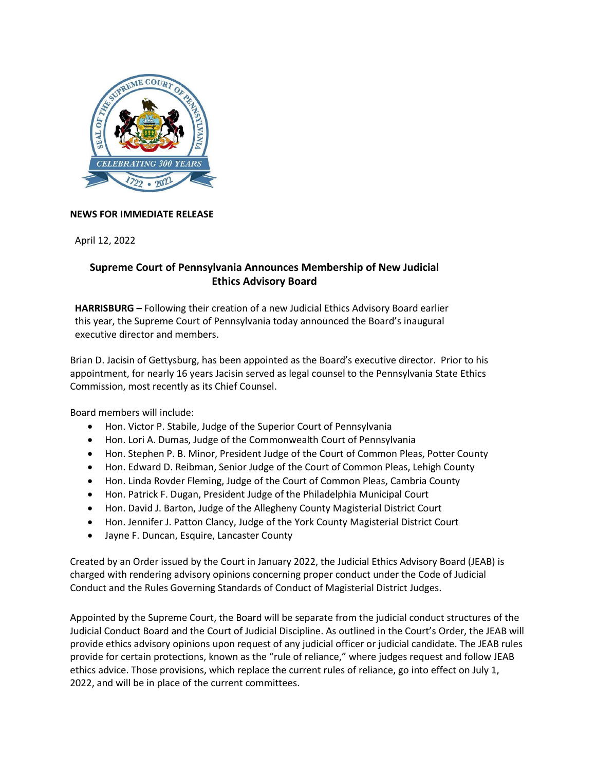**NEWS FOR IMMEDIATE RELEASE**

April 12, 2022

## Supreme Court of Pennsylvania Announces Membership of New Judicial Ethics Advisory Board

**HARRISBURG –** Following their creation of a new Judicial Ethics Advisory Board earlier this year, the Supreme Court of Pennsylvania today announced the Board's inaugural executive director and members.

Brian D. Jacisin of Gettysburg, has been appointed as the Board's executive director. Prior to his appointment, for nearly 16 years Jacisin served as legal counsel to the Pennsylvania State Ethics Commission, most recently as its Chief Counsel.

Board members will include:

- Hon. Victor P. Stabile, Judge of the Superior Court of Pennsylvania
- Hon. Lori A. Dumas, Judge of the Commonwealth Court of Pennsylvania
- Hon. Stephen P. B. Minor, President Judge of the Court of Common Pleas, Potter County
- Hon. Edward D. Reibman, Senior Judge of the Court of Common Pleas, Lehigh County
- Hon. Linda Rovder Fleming, Judge of the Court of Common Pleas, Cambria County
- Hon. Patrick F. Dugan, President Judge of the Philadelphia Municipal Court
- Hon. David J. Barton, Judge of the Allegheny County Magisterial District Court
- Hon. Jennifer J. Patton Clancy, Judge of the York County Magisterial District Court
- Jayne F. Duncan, Esquire, Lancaster County

Created by an Order issued by the Court in January 2022, the Judicial Ethics Advisory Board (JEAB) is charged with rendering advisory opinions concerning proper conduct under the Code of Judicial Conduct and the Rules Governing Standards of Conduct of Magisterial District Judges.

Appointed by the Supreme Court, the Board will be separate from the judicial conduct structures of the Judicial Conduct Board and the Court of Judicial Discipline. As outlined in the Court's Order, the JEAB will provide ethics advisory opinions upon request of any judicial officer or judicial candidate. The JEAB rules provide for certain protections, known as the "rule of reliance," where judges request and follow JEAB ethics advice. Those provisions, which replace the current rules of reliance, go into effect on July 1, 2022, and will be in place of the current committees.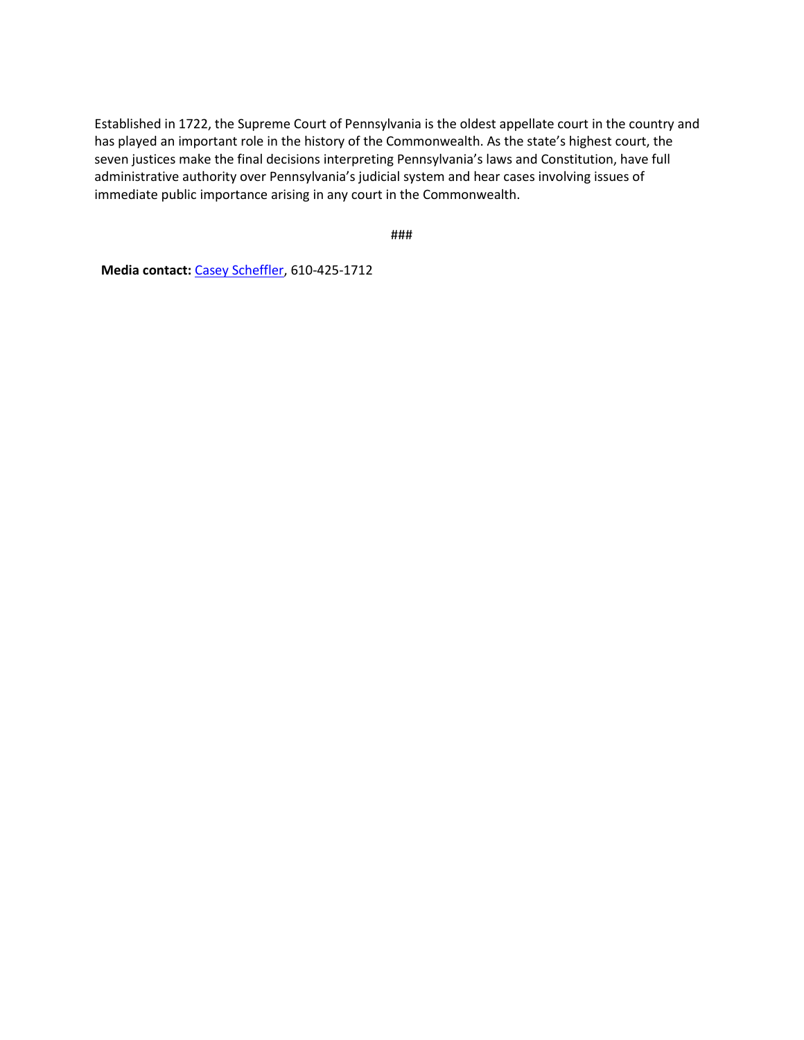Established in 1722, the Supreme Court of Pennsylvania is the oldest appellate court in the country and has played an important role in the history of the Commonwealth. As the state's highest court, the seven justices make the final decisions interpreting Pennsylvania's laws and Constitution, have full administrative authority over Pennsylvania's judicial system and hear cases involving issues of immediate public importance arising in any court in the Commonwealth.

###

**Media contact:** Casey Scheffler, 610-425-1712